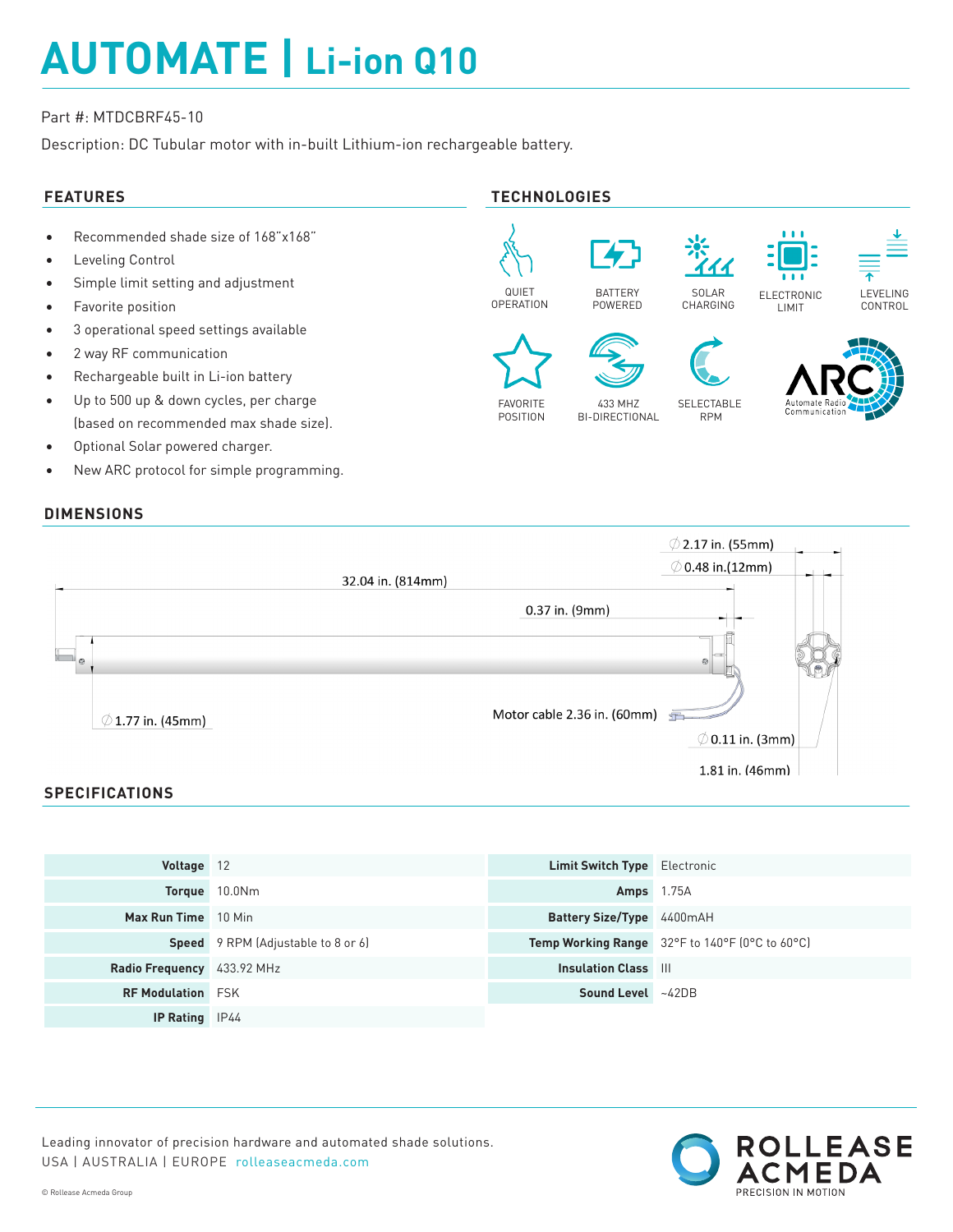# AUTOMATE | Li-ion Q10

Part #: MTDCBRF45-10

Description: DC Tubular motor with in-built Lithium-ion rechargeable battery.

## FEATURES

- Recommended shade size of 168"x168"
- Leveling Control
- Simple limit setting and adjustment
- Favorite position
- 3 operational speed settings available
- 2 way RF communication
- Rechargeable built in Li-ion battery
- Up to 500 up & down cycles, per charge (based on recommended max shade size).
- Optional Solar powered charger.
- New ARC protocol for simple programming.

## TECHNOLOGIES

QUIET OPERATION | BATTERY POWERED | SOLAR CHARGING | ELECTRONIC LIMIT | LEVELING CONTROL | FAVORITE POSITION | 433 MHZ BI-DIRECTIONAL | SELECTABLE RPM | ARC Automate Radio Communication

## DIMENSIONS

32.04 in. (814mm)

0.37 in. (9mm)

∅ 2.17 in. (55mm)

∅ 0.48 in.(12mm)

∅ 1.77 in. (45mm)

Motor cable 2.36 in. (60mm)

∅ 0.11 in. (3mm)

1.81 in. (46mm)

## SPECIFICATIONS

| | | | |
|---|---|---|---|
| **Voltage** | 12 | **Limit Switch Type** | Electronic |
| **Torque** | 10.0Nm | **Amps** | 1.75A |
| **Max Run Time** | 10 Min | **Battery Size/Type** | 4400mAH |
| **Speed** | 9 RPM (Adjustable to 8 or 6) | **Temp Working Range** | 32°F to 140°F (0°C to 60°C) |
| **Radio Frequency** | 433.92 MHz | **Insulation Class** | III |
| **RF Modulation** | FSK | **Sound Level** | ~42DB |
| **IP Rating** | IP44 | | |

Leading innovator of precision hardware and automated shade solutions.
USA | AUSTRALIA | EUROPE rolleaseacmeda.com

ROLLEASE ACMEDA PRECISION IN MOTION

© Rollease Acmeda Group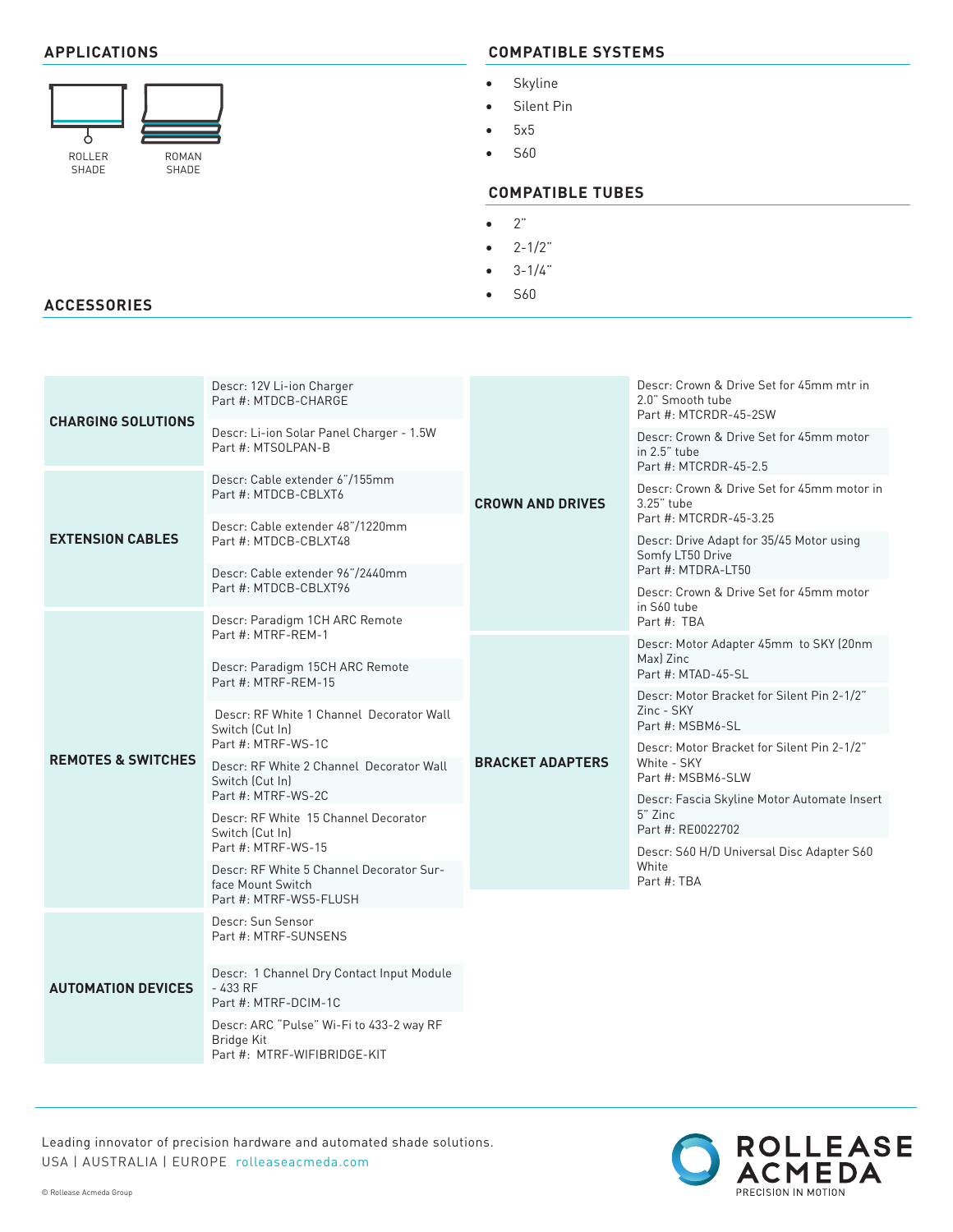## APPLICATIONS

ROLLER SHADE

ROMAN SHADE

## COMPATIBLE SYSTEMS

- Skyline
- Silent Pin
- 5x5
- S60

## COMPATIBLE TUBES

- 2"
- 2-1/2"
- 3-1/4"
- S60

## ACCESSORIES

| | |
|---|---|
| **CHARGING SOLUTIONS** | Descr: 12V Li-ion Charger<br>Part #: MTDCB-CHARGE |
| | Descr: Li-ion Solar Panel Charger - 1.5W<br>Part #: MTSOLPAN-B |
| **EXTENSION CABLES** | Descr: Cable extender 6"/155mm<br>Part #: MTDCB-CBLXT6 |
| | Descr: Cable extender 48"/1220mm<br>Part #: MTDCB-CBLXT48 |
| | Descr: Cable extender 96"/2440mm<br>Part #: MTDCB-CBLXT96 |
| **REMOTES & SWITCHES** | Descr: Paradigm 1CH ARC Remote<br>Part #: MTRF-REM-1 |
| | Descr: Paradigm 15CH ARC Remote<br>Part #: MTRF-REM-15 |
| | Descr: RF White 1 Channel Decorator Wall Switch (Cut In)<br>Part #: MTRF-WS-1C |
| | Descr: RF White 2 Channel Decorator Wall Switch (Cut In)<br>Part #: MTRF-WS-2C |
| | Descr: RF White 15 Channel Decorator Switch (Cut In)<br>Part #: MTRF-WS-15 |
| | Descr: RF White 5 Channel Decorator Surface Mount Switch<br>Part #: MTRF-WS5-FLUSH |
| **AUTOMATION DEVICES** | Descr: Sun Sensor<br>Part #: MTRF-SUNSENS |
| | Descr: 1 Channel Dry Contact Input Module - 433 RF<br>Part #: MTRF-DCIM-1C |
| | Descr: ARC "Pulse" Wi-Fi to 433-2 way RF Bridge Kit<br>Part #: MTRF-WIFIBRIDGE-KIT |
| **CROWN AND DRIVES** | Descr: Crown & Drive Set for 45mm mtr in 2.0" Smooth tube<br>Part #: MTCRDR-45-2SW |
| | Descr: Crown & Drive Set for 45mm motor in 2.5" tube<br>Part #: MTCRDR-45-2.5 |
| | Descr: Crown & Drive Set for 45mm motor in 3.25" tube<br>Part #: MTCRDR-45-3.25 |
| | Descr: Drive Adapt for 35/45 Motor using Somfy LT50 Drive<br>Part #: MTDRA-LT50 |
| | Descr: Crown & Drive Set for 45mm motor in S60 tube<br>Part #: TBA |
| **BRACKET ADAPTERS** | Descr: Motor Adapter 45mm to SKY (20nm Max) Zinc<br>Part #: MTAD-45-SL |
| | Descr: Motor Bracket for Silent Pin 2-1/2" Zinc - SKY<br>Part #: MSBM6-SL |
| | Descr: Motor Bracket for Silent Pin 2-1/2" White - SKY<br>Part #: MSBM6-SLW |
| | Descr: Fascia Skyline Motor Automate Insert 5" Zinc<br>Part #: RE0022702 |
| | Descr: S60 H/D Universal Disc Adapter S60 White<br>Part #: TBA |

Leading innovator of precision hardware and automated shade solutions.
USA | AUSTRALIA | EUROPE rolleaseacmeda.com

© Rollease Acmeda Group

ROLLEASE ACMEDA
PRECISION IN MOTION